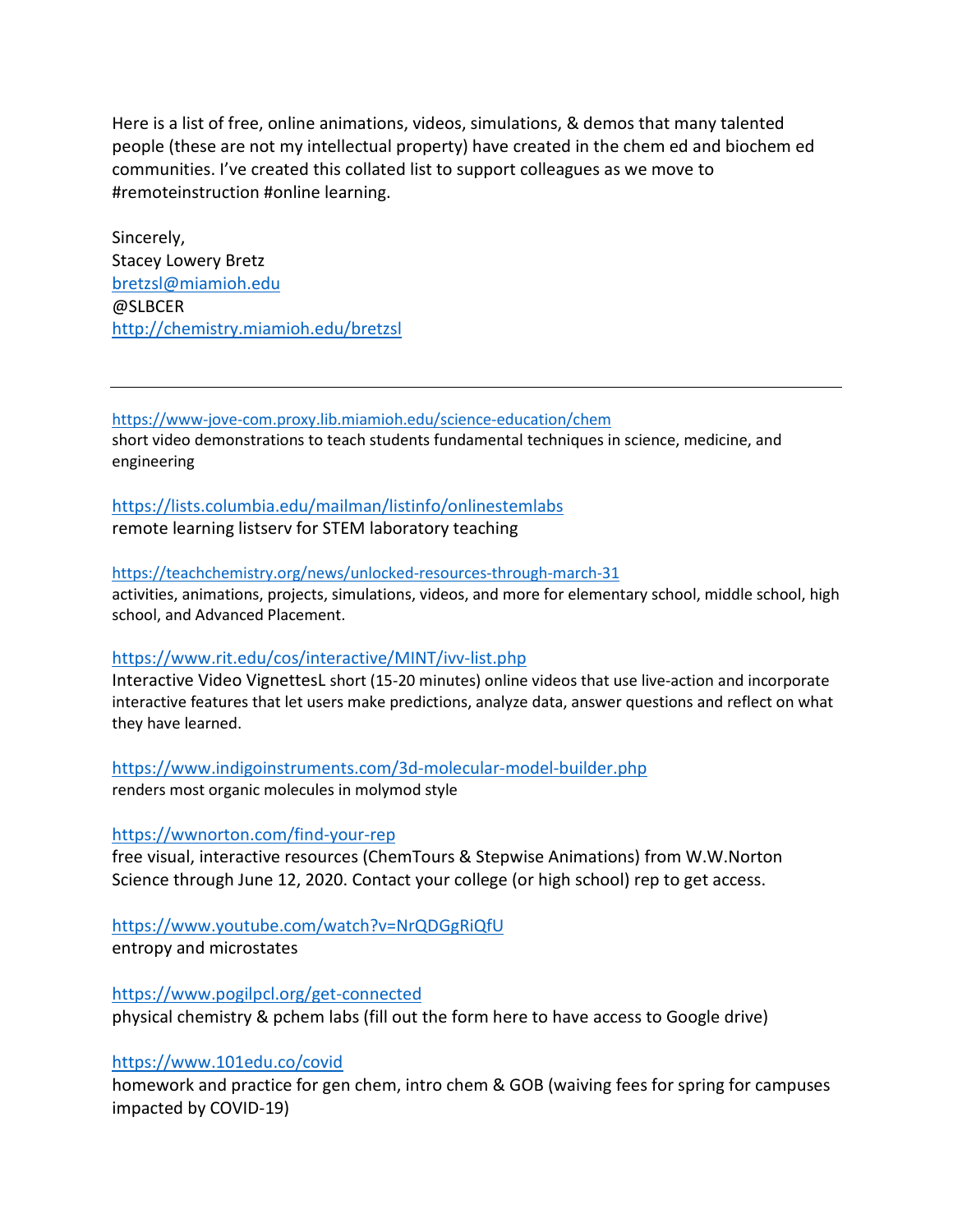Here is a list of free, online animations, videos, simulations, & demos that many talented people (these are not my intellectual property) have created in the chem ed and biochem ed communities. I've created this collated list to support colleagues as we move to #remoteinstruction #online learning.

Sincerely,
Stacey Lowery Bretz
bretzsl@miamioh.edu
@SLBCER
http://chemistry.miamioh.edu/bretzsl

---

https://www-jove-com.proxy.lib.miamioh.edu/science-education/chem
short video demonstrations to teach students fundamental techniques in science, medicine, and engineering

https://lists.columbia.edu/mailman/listinfo/onlinestemlabs
remote learning listserv for STEM laboratory teaching

https://teachchemistry.org/news/unlocked-resources-through-march-31
activities, animations, projects, simulations, videos, and more for elementary school, middle school, high school, and Advanced Placement.

https://www.rit.edu/cos/interactive/MINT/ivv-list.php
Interactive Video VignettesL short (15-20 minutes) online videos that use live-action and incorporate interactive features that let users make predictions, analyze data, answer questions and reflect on what they have learned.

https://www.indigoinstruments.com/3d-molecular-model-builder.php
renders most organic molecules in molymod style

https://wwnorton.com/find-your-rep
free visual, interactive resources (ChemTours & Stepwise Animations) from W.W.Norton Science through June 12, 2020. Contact your college (or high school) rep to get access.

https://www.youtube.com/watch?v=NrQDGgRiQfU
entropy and microstates

https://www.pogilpcl.org/get-connected
physical chemistry & pchem labs (fill out the form here to have access to Google drive)

https://www.101edu.co/covid
homework and practice for gen chem, intro chem & GOB (waiving fees for spring for campuses impacted by COVID-19)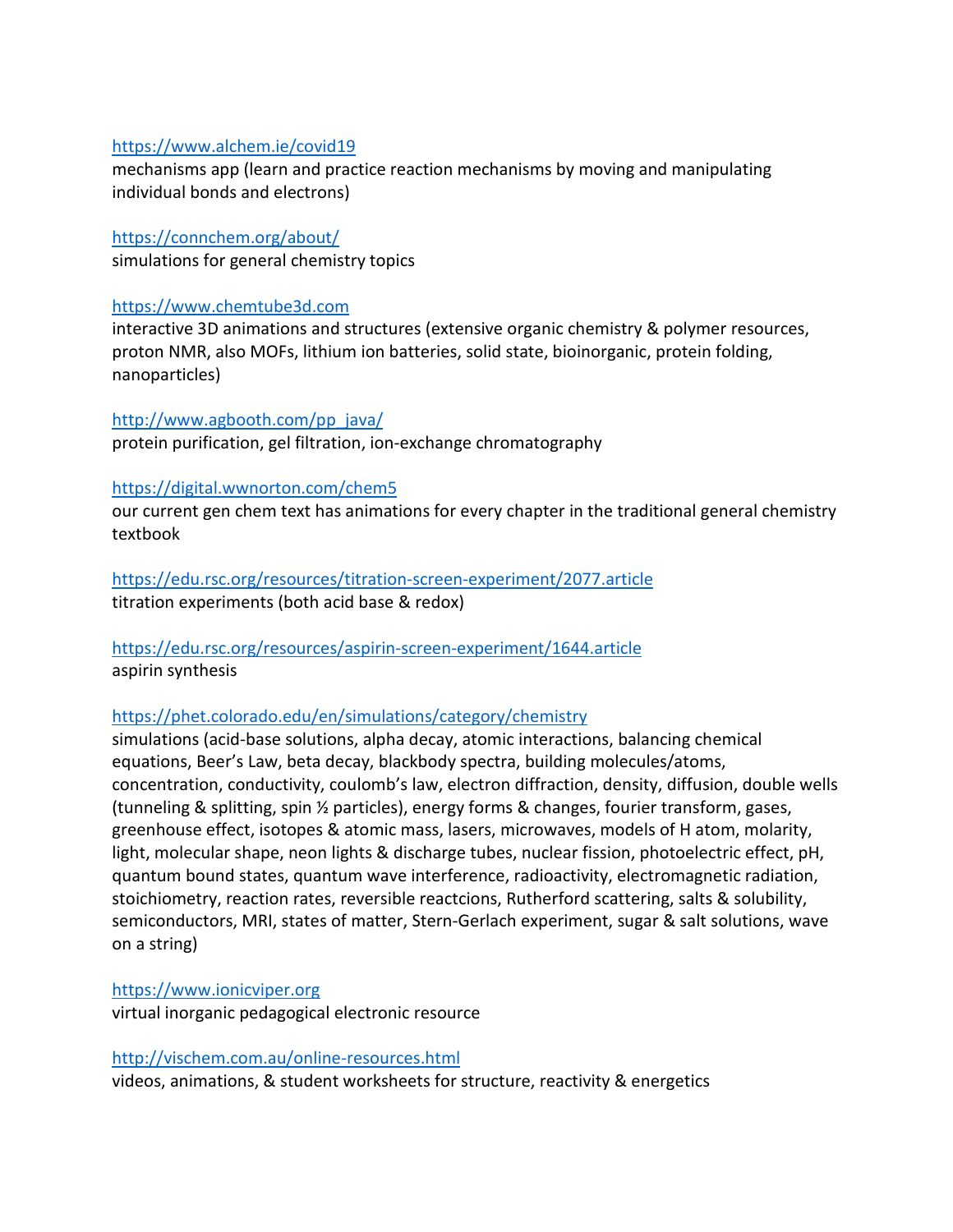https://www.alchem.ie/covid19
mechanisms app (learn and practice reaction mechanisms by moving and manipulating individual bonds and electrons)

https://connchem.org/about/
simulations for general chemistry topics

https://www.chemtube3d.com
interactive 3D animations and structures (extensive organic chemistry & polymer resources, proton NMR, also MOFs, lithium ion batteries, solid state, bioinorganic, protein folding, nanoparticles)

http://www.agbooth.com/pp_java/
protein purification, gel filtration, ion-exchange chromatography

https://digital.wwnorton.com/chem5
our current gen chem text has animations for every chapter in the traditional general chemistry textbook

https://edu.rsc.org/resources/titration-screen-experiment/2077.article
titration experiments (both acid base & redox)

https://edu.rsc.org/resources/aspirin-screen-experiment/1644.article
aspirin synthesis

https://phet.colorado.edu/en/simulations/category/chemistry
simulations (acid-base solutions, alpha decay, atomic interactions, balancing chemical equations, Beer's Law, beta decay, blackbody spectra, building molecules/atoms, concentration, conductivity, coulomb's law, electron diffraction, density, diffusion, double wells (tunneling & splitting, spin ½ particles), energy forms & changes, fourier transform, gases, greenhouse effect, isotopes & atomic mass, lasers, microwaves, models of H atom, molarity, light, molecular shape, neon lights & discharge tubes, nuclear fission, photoelectric effect, pH, quantum bound states, quantum wave interference, radioactivity, electromagnetic radiation, stoichiometry, reaction rates, reversible reactcions, Rutherford scattering, salts & solubility, semiconductors, MRI, states of matter, Stern-Gerlach experiment, sugar & salt solutions, wave on a string)

https://www.ionicviper.org
virtual inorganic pedagogical electronic resource

http://vischem.com.au/online-resources.html
videos, animations, & student worksheets for structure, reactivity & energetics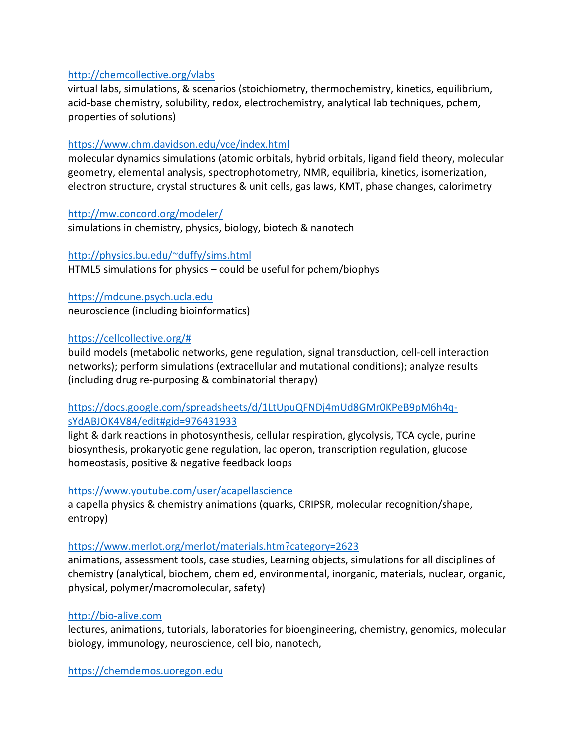[http://chemcollective.org/vlabs](http://chemcollective.org/vlabs)
virtual labs, simulations, & scenarios (stoichiometry, thermochemistry, kinetics, equilibrium, acid-base chemistry, solubility, redox, electrochemistry, analytical lab techniques, pchem, properties of solutions)

[https://www.chm.davidson.edu/vce/index.html](https://www.chm.davidson.edu/vce/index.html)
molecular dynamics simulations (atomic orbitals, hybrid orbitals, ligand field theory, molecular geometry, elemental analysis, spectrophotometry, NMR, equilibria, kinetics, isomerization, electron structure, crystal structures & unit cells, gas laws, KMT, phase changes, calorimetry

[http://mw.concord.org/modeler/](http://mw.concord.org/modeler/)
simulations in chemistry, physics, biology, biotech & nanotech

[http://physics.bu.edu/~duffy/sims.html](http://physics.bu.edu/~duffy/sims.html)
HTML5 simulations for physics – could be useful for pchem/biophys

[https://mdcune.psych.ucla.edu](https://mdcune.psych.ucla.edu)
neuroscience (including bioinformatics)

[https://cellcollective.org/#](https://cellcollective.org/#)
build models (metabolic networks, gene regulation, signal transduction, cell-cell interaction networks); perform simulations (extracellular and mutational conditions); analyze results (including drug re-purposing & combinatorial therapy)

[https://docs.google.com/spreadsheets/d/1LtUpuQFNDj4mUd8GMr0KPeB9pM6h4q-sYdABJOK4V84/edit#gid=976431933](https://docs.google.com/spreadsheets/d/1LtUpuQFNDj4mUd8GMr0KPeB9pM6h4q-sYdABJOK4V84/edit#gid=976431933)
light & dark reactions in photosynthesis, cellular respiration, glycolysis, TCA cycle, purine biosynthesis, prokaryotic gene regulation, lac operon, transcription regulation, glucose homeostasis, positive & negative feedback loops

[https://www.youtube.com/user/acapellascience](https://www.youtube.com/user/acapellascience)
a capella physics & chemistry animations (quarks, CRIPSR, molecular recognition/shape, entropy)

[https://www.merlot.org/merlot/materials.htm?category=2623](https://www.merlot.org/merlot/materials.htm?category=2623)
animations, assessment tools, case studies, Learning objects, simulations for all disciplines of chemistry (analytical, biochem, chem ed, environmental, inorganic, materials, nuclear, organic, physical, polymer/macromolecular, safety)

[http://bio-alive.com](http://bio-alive.com)
lectures, animations, tutorials, laboratories for bioengineering, chemistry, genomics, molecular biology, immunology, neuroscience, cell bio, nanotech,

[https://chemdemos.uoregon.edu](https://chemdemos.uoregon.edu)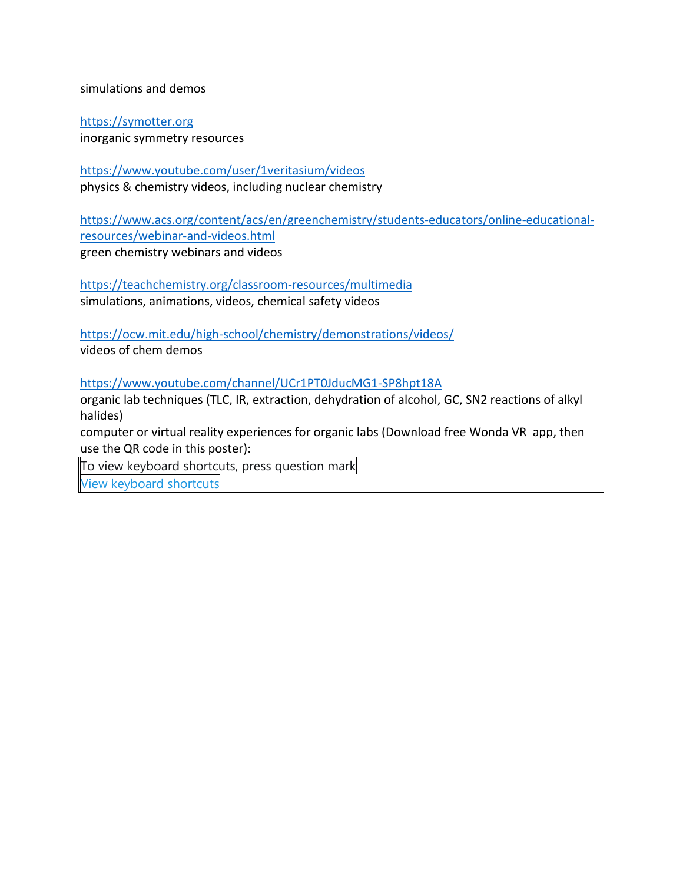simulations and demos

https://symotter.org
inorganic symmetry resources

https://www.youtube.com/user/1veritasium/videos
physics & chemistry videos, including nuclear chemistry

https://www.acs.org/content/acs/en/greenchemistry/students-educators/online-educational-resources/webinar-and-videos.html
green chemistry webinars and videos

https://teachchemistry.org/classroom-resources/multimedia
simulations, animations, videos, chemical safety videos

https://ocw.mit.edu/high-school/chemistry/demonstrations/videos/
videos of chem demos

https://www.youtube.com/channel/UCr1PT0JducMG1-SP8hpt18A
organic lab techniques (TLC, IR, extraction, dehydration of alcohol, GC, SN2 reactions of alkyl halides)
computer or virtual reality experiences for organic labs (Download free Wonda VR app, then use the QR code in this poster):

To view keyboard shortcuts, press question mark
View keyboard shortcuts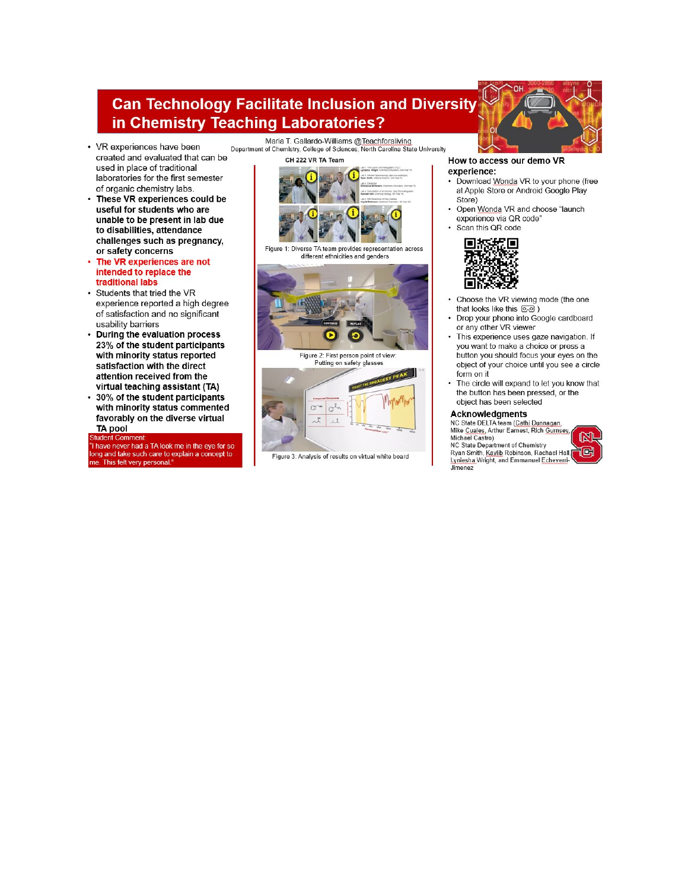# Can Technology Facilitate Inclusion and Diversity in Chemistry Teaching Laboratories?

Maria T. Gallardo-Williams @Teachforaliving
Department of Chemistry, College of Sciences, North Carolina State University

- VR experiences have been created and evaluated that can be used in place of traditional laboratories for the first semester of organic chemistry labs.
- **These VR experiences could be useful for students who are unable to be present in lab due to disabilities, attendance challenges such as pregnancy, or safety concerns**
- **The VR experiences are not intended to replace the traditional labs**
- Students that tried the VR experience reported a high degree of satisfaction and no significant usability barriers
- **During the evaluation process 23% of the student participants with minority status reported satisfaction with the direct attention received from the virtual teaching assistant (TA)**
- **30% of the student participants with minority status commented favorably on the diverse virtual TA pool**

Student Comment:
"I have never had a TA look me in the eye for so long and take such care to explain a concept to me. This felt very personal."

CH 222 VR TA Team

Figure 1: Diverse TA team provides representation across different ethnicities and genders

Figure 2: First person point of view: Putting on safety glasses

Figure 3. Analysis of results on virtual white board

### How to access our demo VR experience:

- Download Wonda VR to your phone (free at Apple Store or Android Google Play Store)
- Open Wonda VR and choose "launch experience via QR code"
- Scan this QR code
- Choose the VR viewing mode (the one that looks like this )
- Drop your phone into Google cardboard or any other VR viewer
- This experience uses gaze navigation. If you want to make a choice or press a button you should focus your eyes on the object of your choice until you see a circle form on it
- The circle will expand to let you know that the button has been pressed, or the object has been selected

### Acknowledgments

NC State DELTA team (Cathi Dunnagan, Mike Cuales, Arthur Earnest, Rich Gurnsey, Michael Castro)
NC State Department of Chemistry
Ryan Smith, Kaylib Robinson, Rachael Hall, Lyniesha Wright, and Emmanuel Echeverri-Jimenez